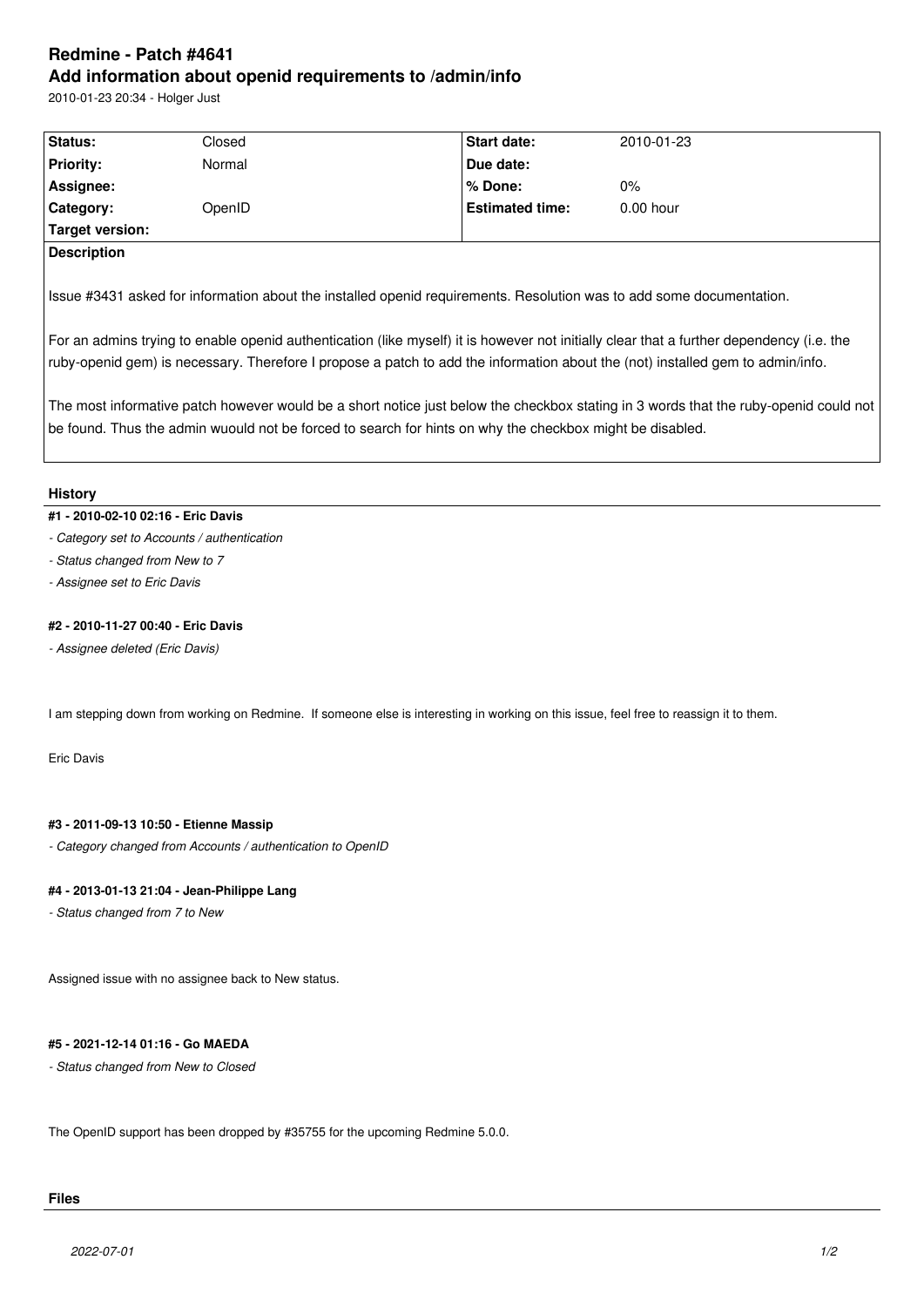# Redmine - Patch #4641

## Add information about openid requirements to /admin/info

2010-01-23 20:34 - Holger Just

| Status: | Closed | Start date: | 2010-01-23 |
|---|---|---|---|
| Priority: | Normal | Due date: | |
| Assignee: | | % Done: | 0% |
| Category: | OpenID | Estimated time: | 0.00 hour |
| Target version: | | | |

**Description**

Issue #3431 asked for information about the installed openid requirements. Resolution was to add some documentation.

For an admins trying to enable openid authentication (like myself) it is however not initially clear that a further dependency (i.e. the ruby-openid gem) is necessary. Therefore I propose a patch to add the information about the (not) installed gem to admin/info.

The most informative patch however would be a short notice just below the checkbox stating in 3 words that the ruby-openid could not be found. Thus the admin wuould not be forced to search for hints on why the checkbox might be disabled.

## History

**#1 - 2010-02-10 02:16 - Eric Davis**

*- Category set to Accounts / authentication*

*- Status changed from New to 7*

*- Assignee set to Eric Davis*

**#2 - 2010-11-27 00:40 - Eric Davis**

*- Assignee deleted (Eric Davis)*

I am stepping down from working on Redmine. If someone else is interesting in working on this issue, feel free to reassign it to them.

Eric Davis

**#3 - 2011-09-13 10:50 - Etienne Massip**

*- Category changed from Accounts / authentication to OpenID*

**#4 - 2013-01-13 21:04 - Jean-Philippe Lang**

*- Status changed from 7 to New*

Assigned issue with no assignee back to New status.

**#5 - 2021-12-14 01:16 - Go MAEDA**

*- Status changed from New to Closed*

The OpenID support has been dropped by #35755 for the upcoming Redmine 5.0.0.

## Files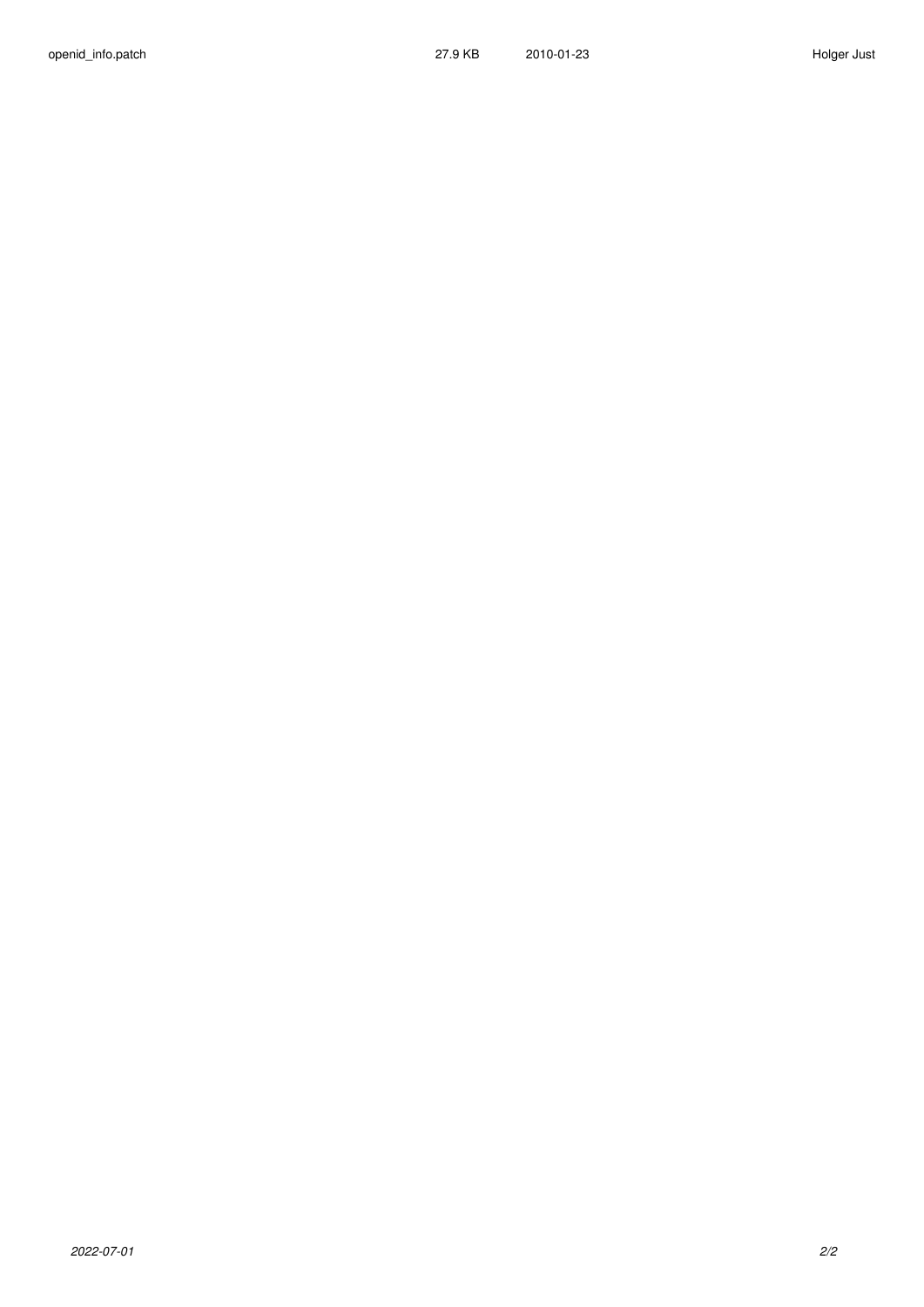| | | | |
|---|---|---|---|
| openid_info.patch | 27.9 KB | 2010-01-23 | Holger Just |